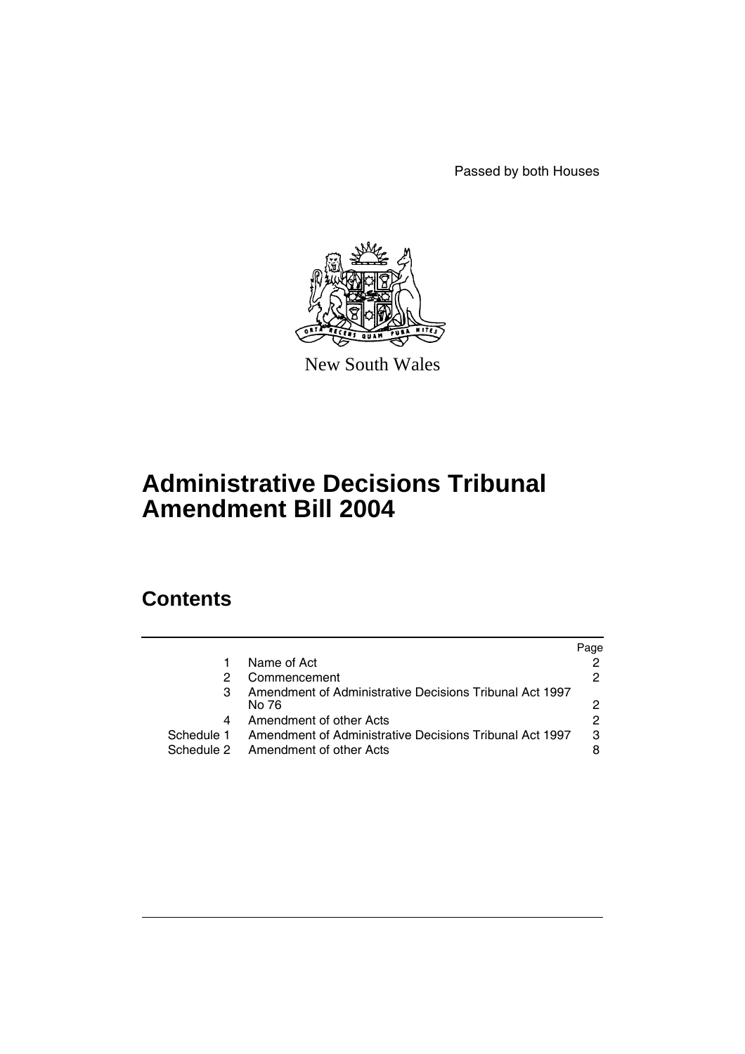Passed by both Houses

New South Wales

# Administrative Decisions Tribunal Amendment Bill 2004

## Contents

| | | Page |
|---|---|---|
| 1 | Name of Act | 2 |
| 2 | Commencement | 2 |
| 3 | Amendment of Administrative Decisions Tribunal Act 1997 No 76 | 2 |
| 4 | Amendment of other Acts | 2 |
| Schedule 1 | Amendment of Administrative Decisions Tribunal Act 1997 | 3 |
| Schedule 2 | Amendment of other Acts | 8 |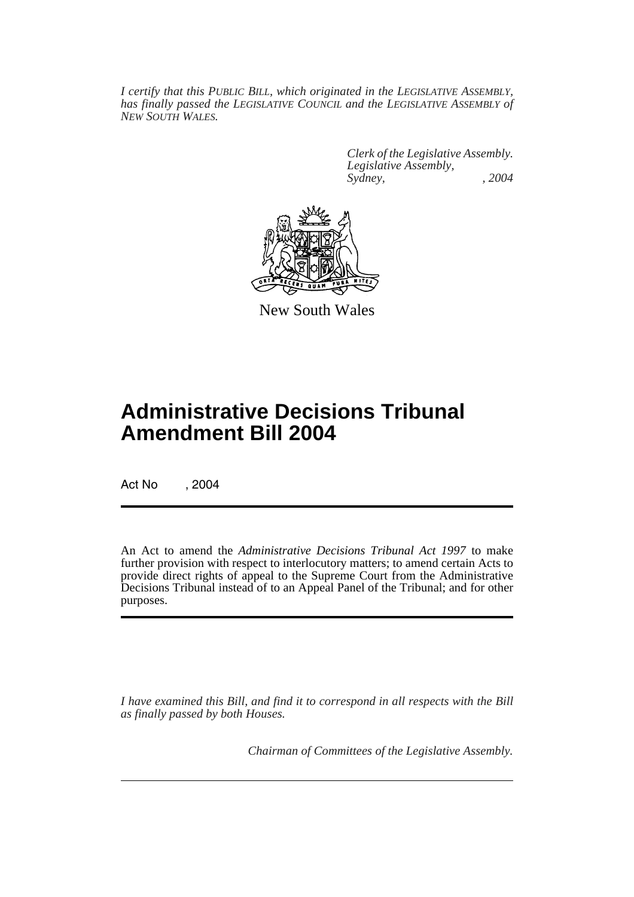*I certify that this PUBLIC BILL, which originated in the LEGISLATIVE ASSEMBLY, has finally passed the LEGISLATIVE COUNCIL and the LEGISLATIVE ASSEMBLY of NEW SOUTH WALES.*

*Clerk of the Legislative Assembly.*
*Legislative Assembly,*
*Sydney, , 2004*

New South Wales

# Administrative Decisions Tribunal Amendment Bill 2004

Act No , 2004

An Act to amend the *Administrative Decisions Tribunal Act 1997* to make further provision with respect to interlocutory matters; to amend certain Acts to provide direct rights of appeal to the Supreme Court from the Administrative Decisions Tribunal instead of to an Appeal Panel of the Tribunal; and for other purposes.

*I have examined this Bill, and find it to correspond in all respects with the Bill as finally passed by both Houses.*

*Chairman of Committees of the Legislative Assembly.*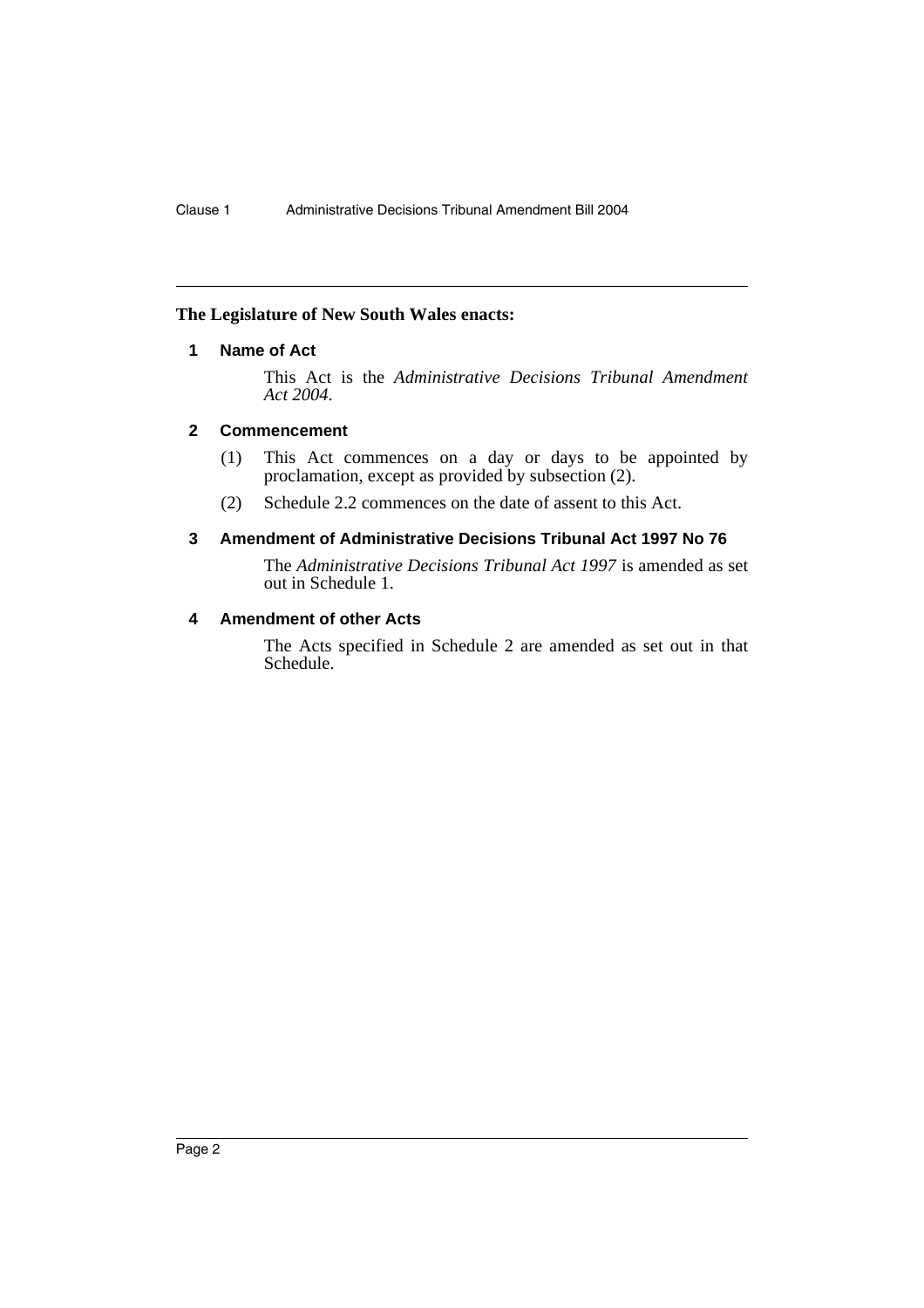**The Legislature of New South Wales enacts:**

### 1 Name of Act

This Act is the *Administrative Decisions Tribunal Amendment Act 2004*.

### 2 Commencement

(1) This Act commences on a day or days to be appointed by proclamation, except as provided by subsection (2).

(2) Schedule 2.2 commences on the date of assent to this Act.

### 3 Amendment of Administrative Decisions Tribunal Act 1997 No 76

The *Administrative Decisions Tribunal Act 1997* is amended as set out in Schedule 1.

### 4 Amendment of other Acts

The Acts specified in Schedule 2 are amended as set out in that Schedule.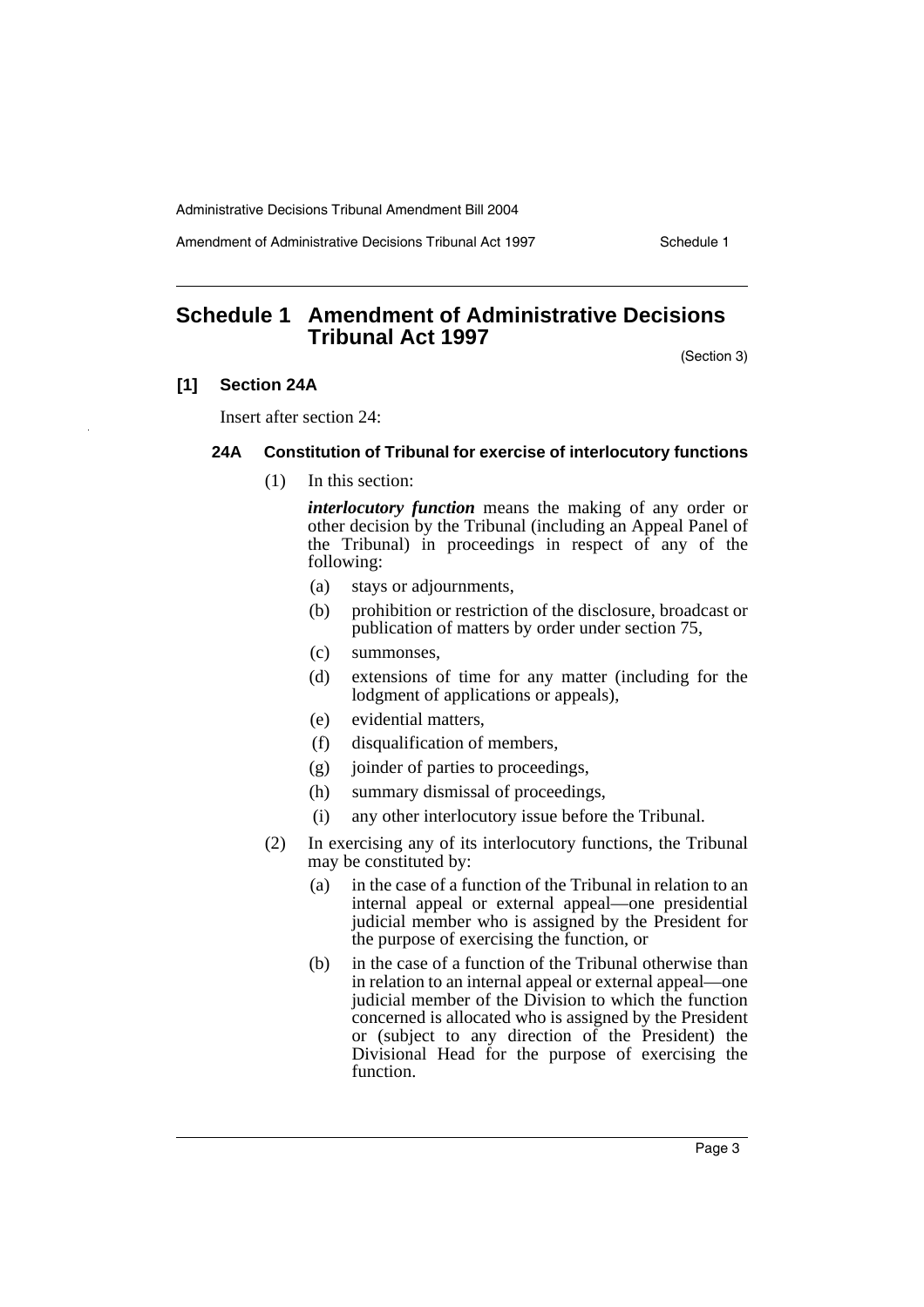# Schedule 1 Amendment of Administrative Decisions Tribunal Act 1997

(Section 3)

## [1] Section 24A

Insert after section 24:

### 24A Constitution of Tribunal for exercise of interlocutory functions

(1) In this section:

***interlocutory function*** means the making of any order or other decision by the Tribunal (including an Appeal Panel of the Tribunal) in proceedings in respect of any of the following:

- (a) stays or adjournments,
- (b) prohibition or restriction of the disclosure, broadcast or publication of matters by order under section 75,
- (c) summonses,
- (d) extensions of time for any matter (including for the lodgment of applications or appeals),
- (e) evidential matters,
- (f) disqualification of members,
- (g) joinder of parties to proceedings,
- (h) summary dismissal of proceedings,
- (i) any other interlocutory issue before the Tribunal.

(2) In exercising any of its interlocutory functions, the Tribunal may be constituted by:

- (a) in the case of a function of the Tribunal in relation to an internal appeal or external appeal—one presidential judicial member who is assigned by the President for the purpose of exercising the function, or
- (b) in the case of a function of the Tribunal otherwise than in relation to an internal appeal or external appeal—one judicial member of the Division to which the function concerned is allocated who is assigned by the President or (subject to any direction of the President) the Divisional Head for the purpose of exercising the function.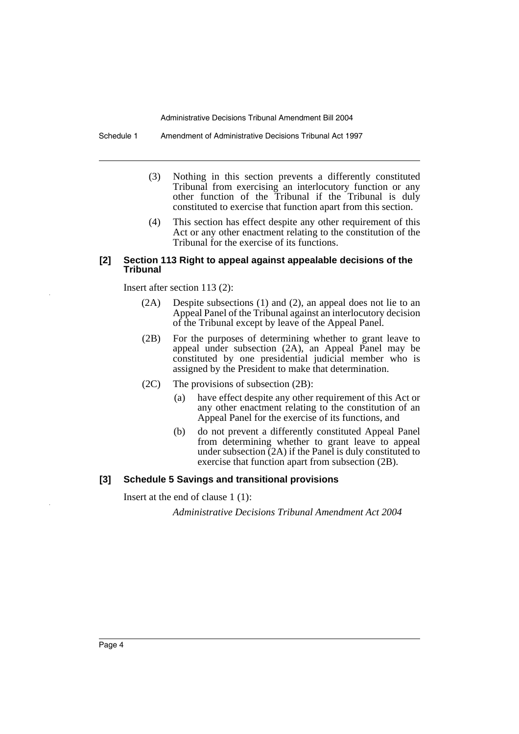(3) Nothing in this section prevents a differently constituted Tribunal from exercising an interlocutory function or any other function of the Tribunal if the Tribunal is duly constituted to exercise that function apart from this section.

(4) This section has effect despite any other requirement of this Act or any other enactment relating to the constitution of the Tribunal for the exercise of its functions.

### [2] Section 113 Right to appeal against appealable decisions of the Tribunal

Insert after section 113 (2):

(2A) Despite subsections (1) and (2), an appeal does not lie to an Appeal Panel of the Tribunal against an interlocutory decision of the Tribunal except by leave of the Appeal Panel.

(2B) For the purposes of determining whether to grant leave to appeal under subsection (2A), an Appeal Panel may be constituted by one presidential judicial member who is assigned by the President to make that determination.

(2C) The provisions of subsection (2B):

- (a) have effect despite any other requirement of this Act or any other enactment relating to the constitution of an Appeal Panel for the exercise of its functions, and
- (b) do not prevent a differently constituted Appeal Panel from determining whether to grant leave to appeal under subsection (2A) if the Panel is duly constituted to exercise that function apart from subsection (2B).

### [3] Schedule 5 Savings and transitional provisions

Insert at the end of clause 1 (1):

*Administrative Decisions Tribunal Amendment Act 2004*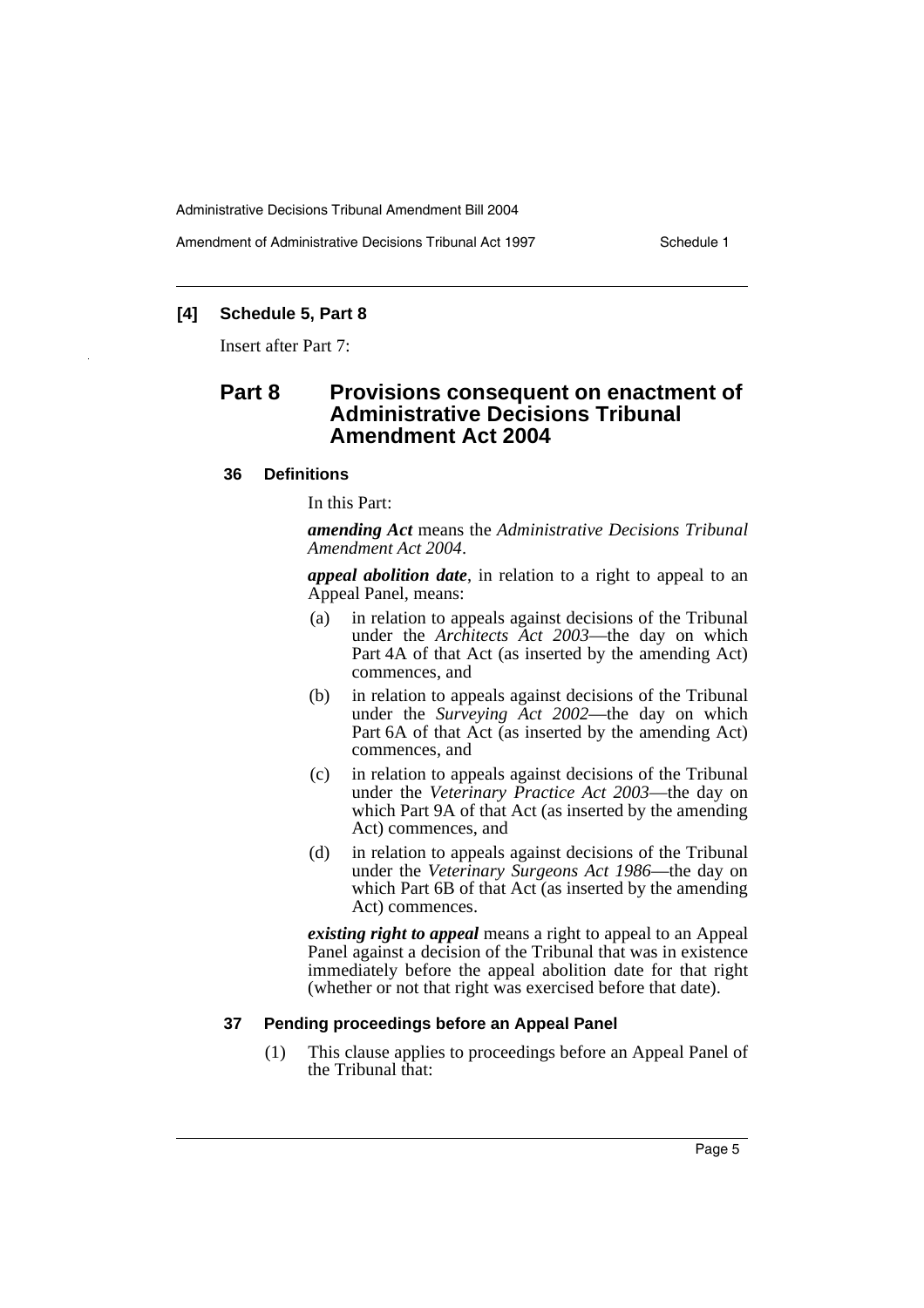**[4] Schedule 5, Part 8**

Insert after Part 7:

## Part 8 Provisions consequent on enactment of Administrative Decisions Tribunal Amendment Act 2004

### 36 Definitions

In this Part:

***amending Act*** means the *Administrative Decisions Tribunal Amendment Act 2004*.

***appeal abolition date***, in relation to a right to appeal to an Appeal Panel, means:

(a) in relation to appeals against decisions of the Tribunal under the *Architects Act 2003*—the day on which Part 4A of that Act (as inserted by the amending Act) commences, and

(b) in relation to appeals against decisions of the Tribunal under the *Surveying Act 2002*—the day on which Part 6A of that Act (as inserted by the amending Act) commences, and

(c) in relation to appeals against decisions of the Tribunal under the *Veterinary Practice Act 2003*—the day on which Part 9A of that Act (as inserted by the amending Act) commences, and

(d) in relation to appeals against decisions of the Tribunal under the *Veterinary Surgeons Act 1986*—the day on which Part 6B of that Act (as inserted by the amending Act) commences.

***existing right to appeal*** means a right to appeal to an Appeal Panel against a decision of the Tribunal that was in existence immediately before the appeal abolition date for that right (whether or not that right was exercised before that date).

### 37 Pending proceedings before an Appeal Panel

(1) This clause applies to proceedings before an Appeal Panel of the Tribunal that: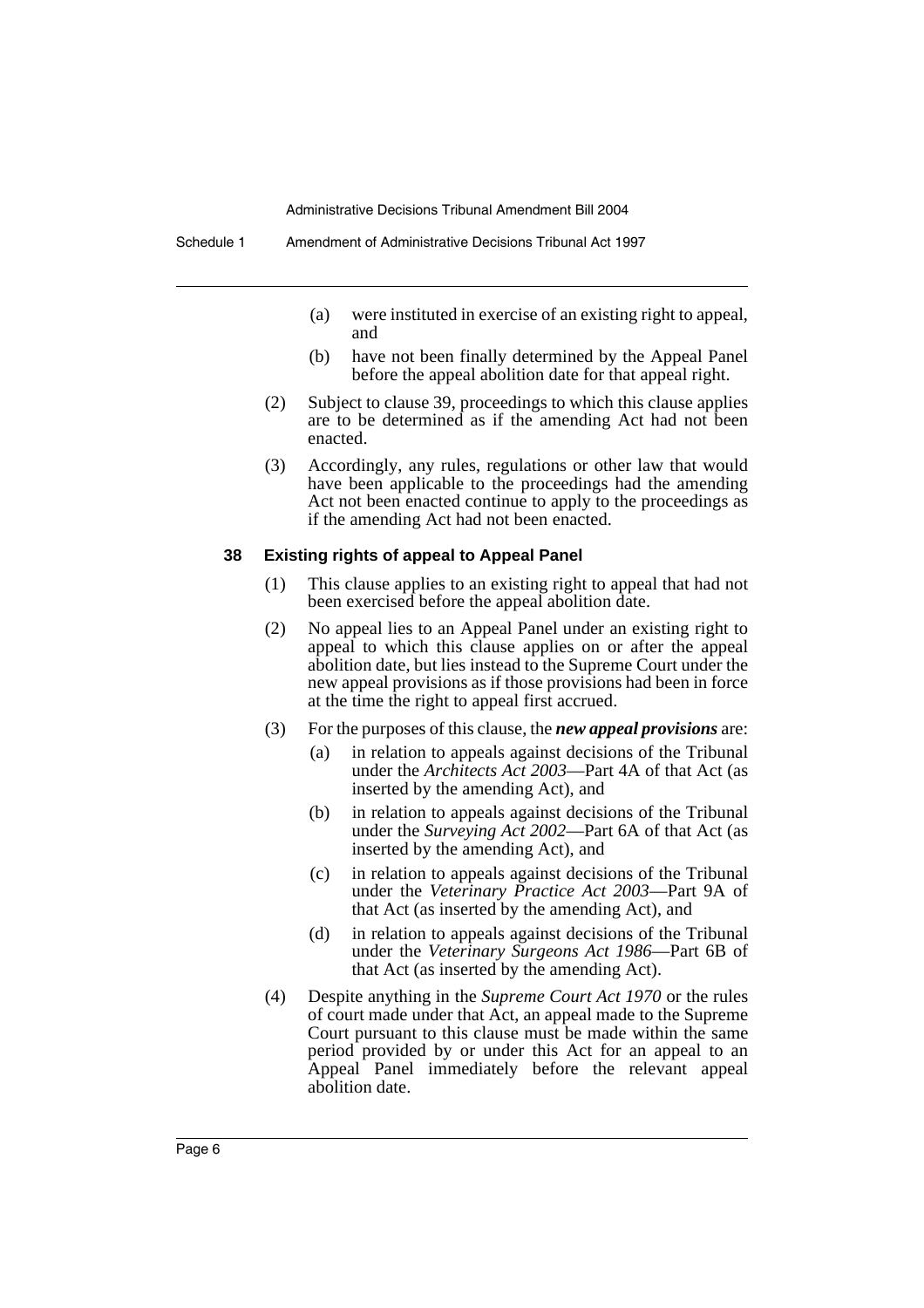(a) were instituted in exercise of an existing right to appeal, and

(b) have not been finally determined by the Appeal Panel before the appeal abolition date for that appeal right.

(2) Subject to clause 39, proceedings to which this clause applies are to be determined as if the amending Act had not been enacted.

(3) Accordingly, any rules, regulations or other law that would have been applicable to the proceedings had the amending Act not been enacted continue to apply to the proceedings as if the amending Act had not been enacted.

#### 38 Existing rights of appeal to Appeal Panel

(1) This clause applies to an existing right to appeal that had not been exercised before the appeal abolition date.

(2) No appeal lies to an Appeal Panel under an existing right to appeal to which this clause applies on or after the appeal abolition date, but lies instead to the Supreme Court under the new appeal provisions as if those provisions had been in force at the time the right to appeal first accrued.

(3) For the purposes of this clause, the ***new appeal provisions*** are:

(a) in relation to appeals against decisions of the Tribunal under the *Architects Act 2003*—Part 4A of that Act (as inserted by the amending Act), and

(b) in relation to appeals against decisions of the Tribunal under the *Surveying Act 2002*—Part 6A of that Act (as inserted by the amending Act), and

(c) in relation to appeals against decisions of the Tribunal under the *Veterinary Practice Act 2003*—Part 9A of that Act (as inserted by the amending Act), and

(d) in relation to appeals against decisions of the Tribunal under the *Veterinary Surgeons Act 1986*—Part 6B of that Act (as inserted by the amending Act).

(4) Despite anything in the *Supreme Court Act 1970* or the rules of court made under that Act, an appeal made to the Supreme Court pursuant to this clause must be made within the same period provided by or under this Act for an appeal to an Appeal Panel immediately before the relevant appeal abolition date.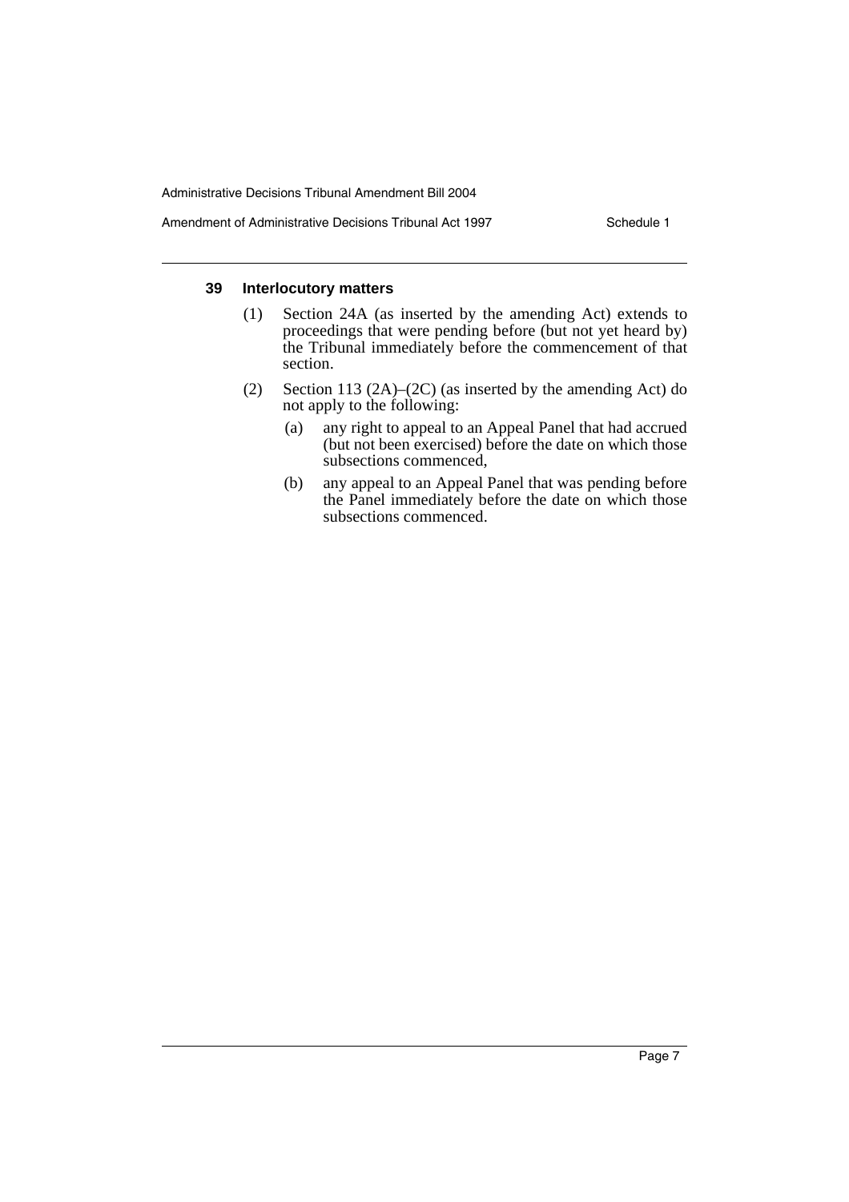### 39 Interlocutory matters

(1) Section 24A (as inserted by the amending Act) extends to proceedings that were pending before (but not yet heard by) the Tribunal immediately before the commencement of that section.

(2) Section 113 (2A)–(2C) (as inserted by the amending Act) do not apply to the following:

- (a) any right to appeal to an Appeal Panel that had accrued (but not been exercised) before the date on which those subsections commenced,
- (b) any appeal to an Appeal Panel that was pending before the Panel immediately before the date on which those subsections commenced.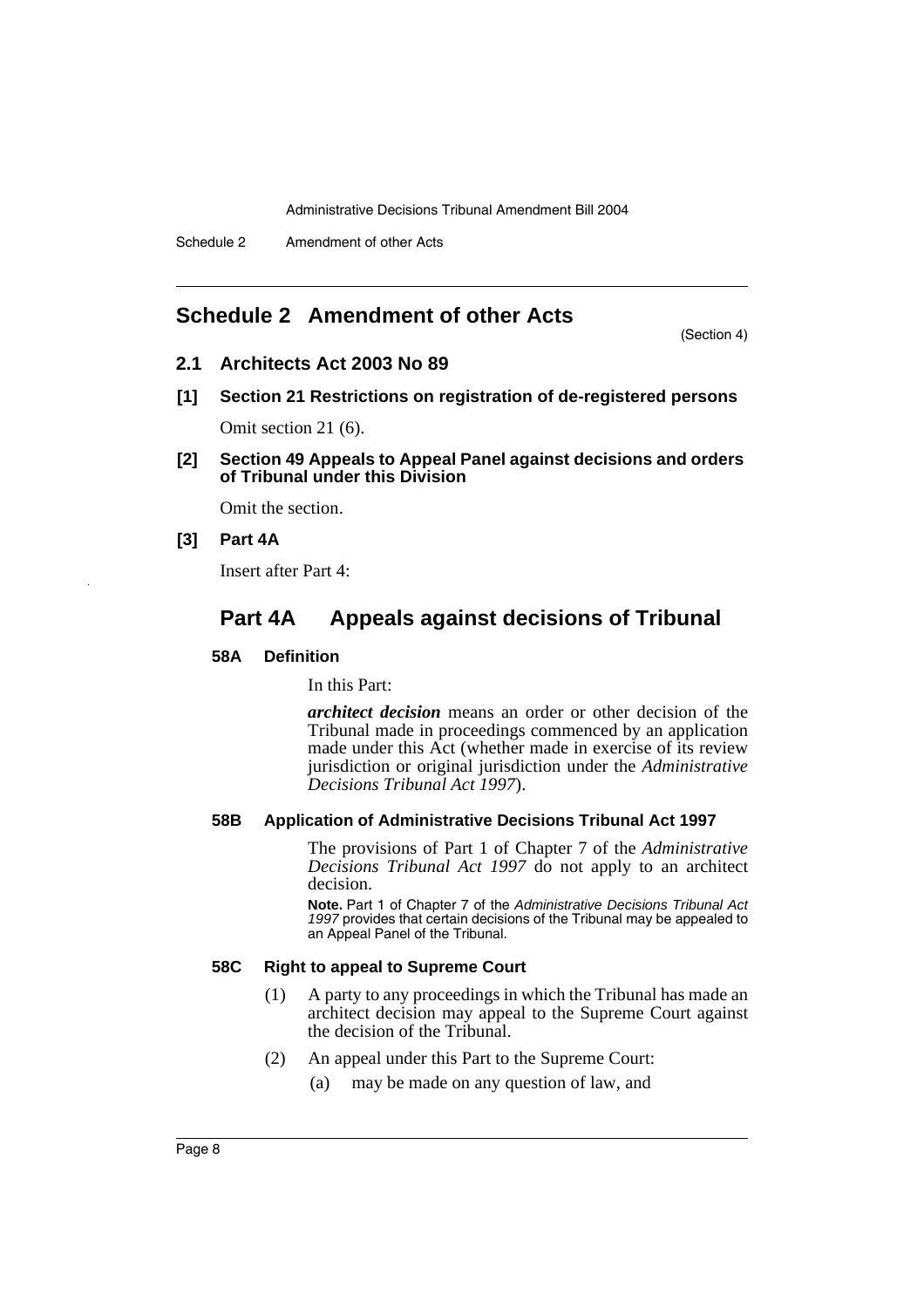## Schedule 2 Amendment of other Acts

(Section 4)

### 2.1 Architects Act 2003 No 89

**[1] Section 21 Restrictions on registration of de-registered persons**

Omit section 21 (6).

**[2] Section 49 Appeals to Appeal Panel against decisions and orders of Tribunal under this Division**

Omit the section.

**[3] Part 4A**

Insert after Part 4:

## Part 4A Appeals against decisions of Tribunal

**58A Definition**

In this Part:

***architect decision*** means an order or other decision of the Tribunal made in proceedings commenced by an application made under this Act (whether made in exercise of its review jurisdiction or original jurisdiction under the *Administrative Decisions Tribunal Act 1997*).

**58B Application of Administrative Decisions Tribunal Act 1997**

The provisions of Part 1 of Chapter 7 of the *Administrative Decisions Tribunal Act 1997* do not apply to an architect decision.

**Note.** Part 1 of Chapter 7 of the *Administrative Decisions Tribunal Act 1997* provides that certain decisions of the Tribunal may be appealed to an Appeal Panel of the Tribunal.

**58C Right to appeal to Supreme Court**

(1) A party to any proceedings in which the Tribunal has made an architect decision may appeal to the Supreme Court against the decision of the Tribunal.

(2) An appeal under this Part to the Supreme Court:

(a) may be made on any question of law, and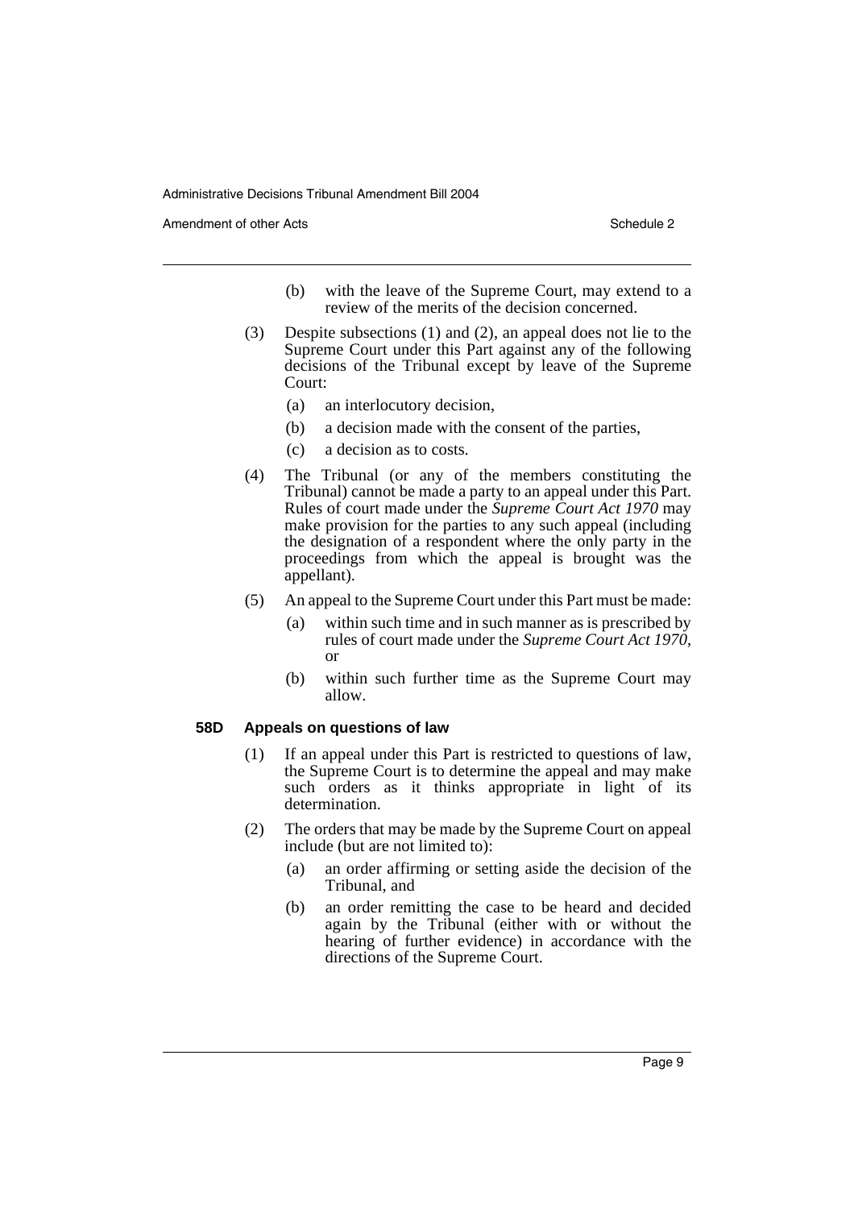(b) with the leave of the Supreme Court, may extend to a review of the merits of the decision concerned.

(3) Despite subsections (1) and (2), an appeal does not lie to the Supreme Court under this Part against any of the following decisions of the Tribunal except by leave of the Supreme Court:

(a) an interlocutory decision,

(b) a decision made with the consent of the parties,

(c) a decision as to costs.

(4) The Tribunal (or any of the members constituting the Tribunal) cannot be made a party to an appeal under this Part. Rules of court made under the *Supreme Court Act 1970* may make provision for the parties to any such appeal (including the designation of a respondent where the only party in the proceedings from which the appeal is brought was the appellant).

(5) An appeal to the Supreme Court under this Part must be made:

(a) within such time and in such manner as is prescribed by rules of court made under the *Supreme Court Act 1970*, or

(b) within such further time as the Supreme Court may allow.

**58D Appeals on questions of law**

(1) If an appeal under this Part is restricted to questions of law, the Supreme Court is to determine the appeal and may make such orders as it thinks appropriate in light of its determination.

(2) The orders that may be made by the Supreme Court on appeal include (but are not limited to):

(a) an order affirming or setting aside the decision of the Tribunal, and

(b) an order remitting the case to be heard and decided again by the Tribunal (either with or without the hearing of further evidence) in accordance with the directions of the Supreme Court.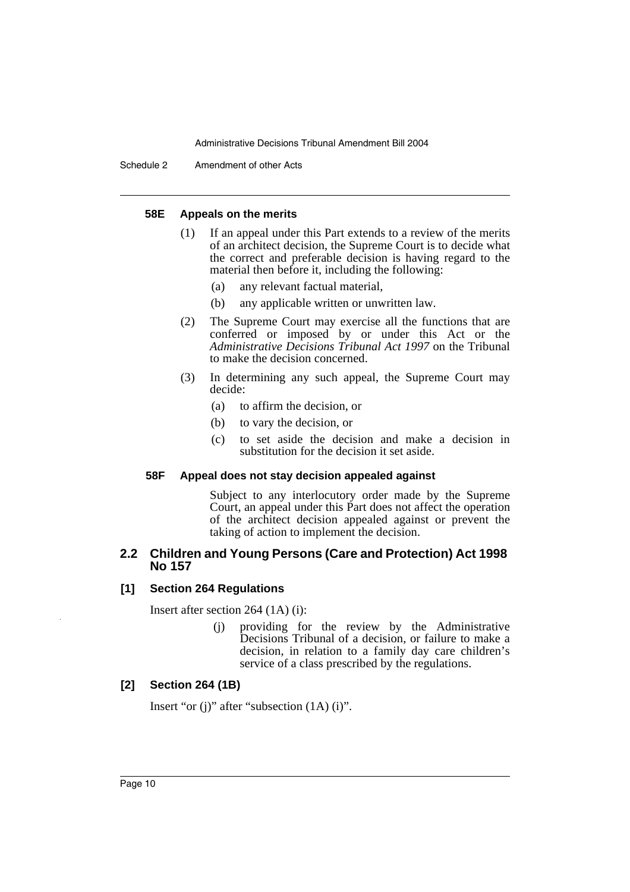#### 58E Appeals on the merits

(1) If an appeal under this Part extends to a review of the merits of an architect decision, the Supreme Court is to decide what the correct and preferable decision is having regard to the material then before it, including the following:

(a) any relevant factual material,

(b) any applicable written or unwritten law.

(2) The Supreme Court may exercise all the functions that are conferred or imposed by or under this Act or the *Administrative Decisions Tribunal Act 1997* on the Tribunal to make the decision concerned.

(3) In determining any such appeal, the Supreme Court may decide:

(a) to affirm the decision, or

(b) to vary the decision, or

(c) to set aside the decision and make a decision in substitution for the decision it set aside.

#### 58F Appeal does not stay decision appealed against

Subject to any interlocutory order made by the Supreme Court, an appeal under this Part does not affect the operation of the architect decision appealed against or prevent the taking of action to implement the decision.

### 2.2 Children and Young Persons (Care and Protection) Act 1998 No 157

#### [1] Section 264 Regulations

Insert after section 264 (1A) (i):

(j) providing for the review by the Administrative Decisions Tribunal of a decision, or failure to make a decision, in relation to a family day care children's service of a class prescribed by the regulations.

#### [2] Section 264 (1B)

Insert "or (j)" after "subsection (1A) (i)".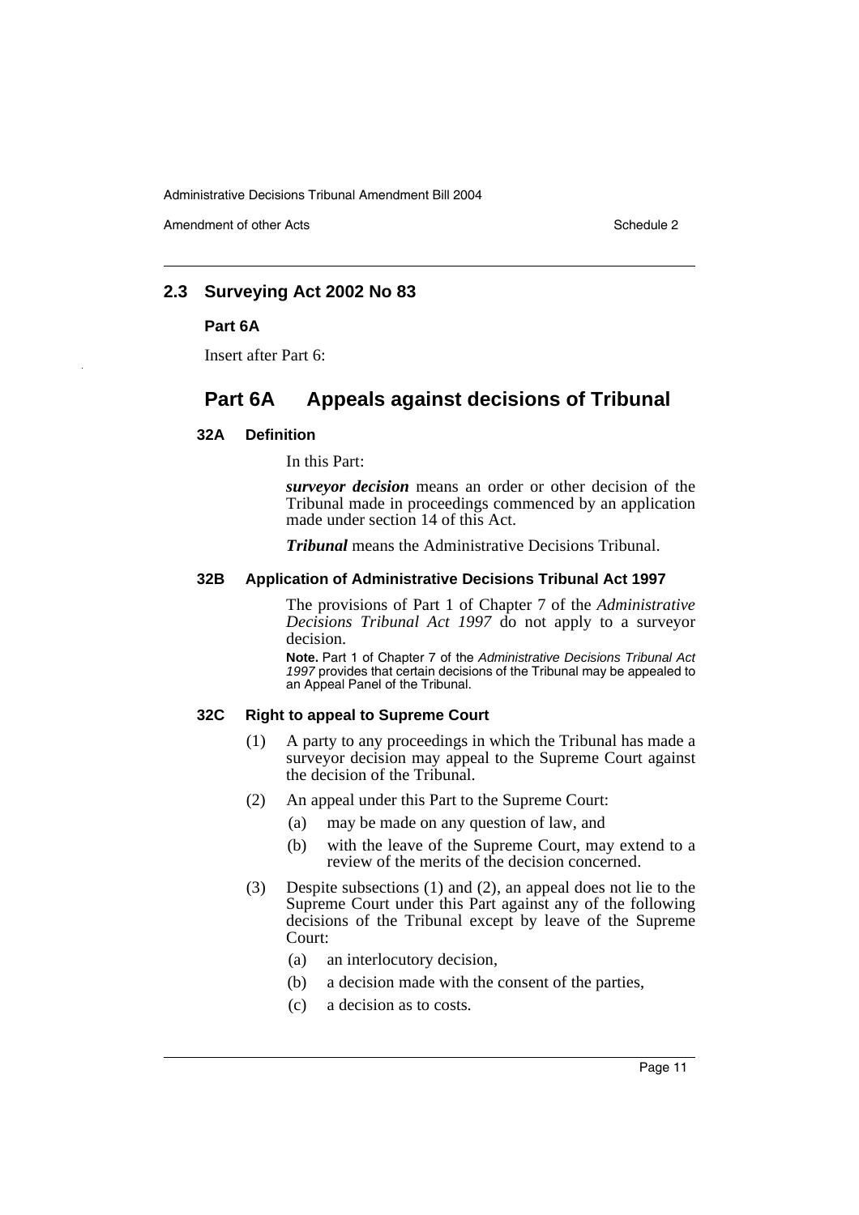## 2.3 Surveying Act 2002 No 83

**Part 6A**

Insert after Part 6:

# Part 6A Appeals against decisions of Tribunal

### 32A Definition

In this Part:

***surveyor decision*** means an order or other decision of the Tribunal made in proceedings commenced by an application made under section 14 of this Act.

***Tribunal*** means the Administrative Decisions Tribunal.

### 32B Application of Administrative Decisions Tribunal Act 1997

The provisions of Part 1 of Chapter 7 of the *Administrative Decisions Tribunal Act 1997* do not apply to a surveyor decision.

**Note.** Part 1 of Chapter 7 of the *Administrative Decisions Tribunal Act 1997* provides that certain decisions of the Tribunal may be appealed to an Appeal Panel of the Tribunal.

### 32C Right to appeal to Supreme Court

(1) A party to any proceedings in which the Tribunal has made a surveyor decision may appeal to the Supreme Court against the decision of the Tribunal.

(2) An appeal under this Part to the Supreme Court:

- (a) may be made on any question of law, and
- (b) with the leave of the Supreme Court, may extend to a review of the merits of the decision concerned.

(3) Despite subsections (1) and (2), an appeal does not lie to the Supreme Court under this Part against any of the following decisions of the Tribunal except by leave of the Supreme Court:

- (a) an interlocutory decision,
- (b) a decision made with the consent of the parties,
- (c) a decision as to costs.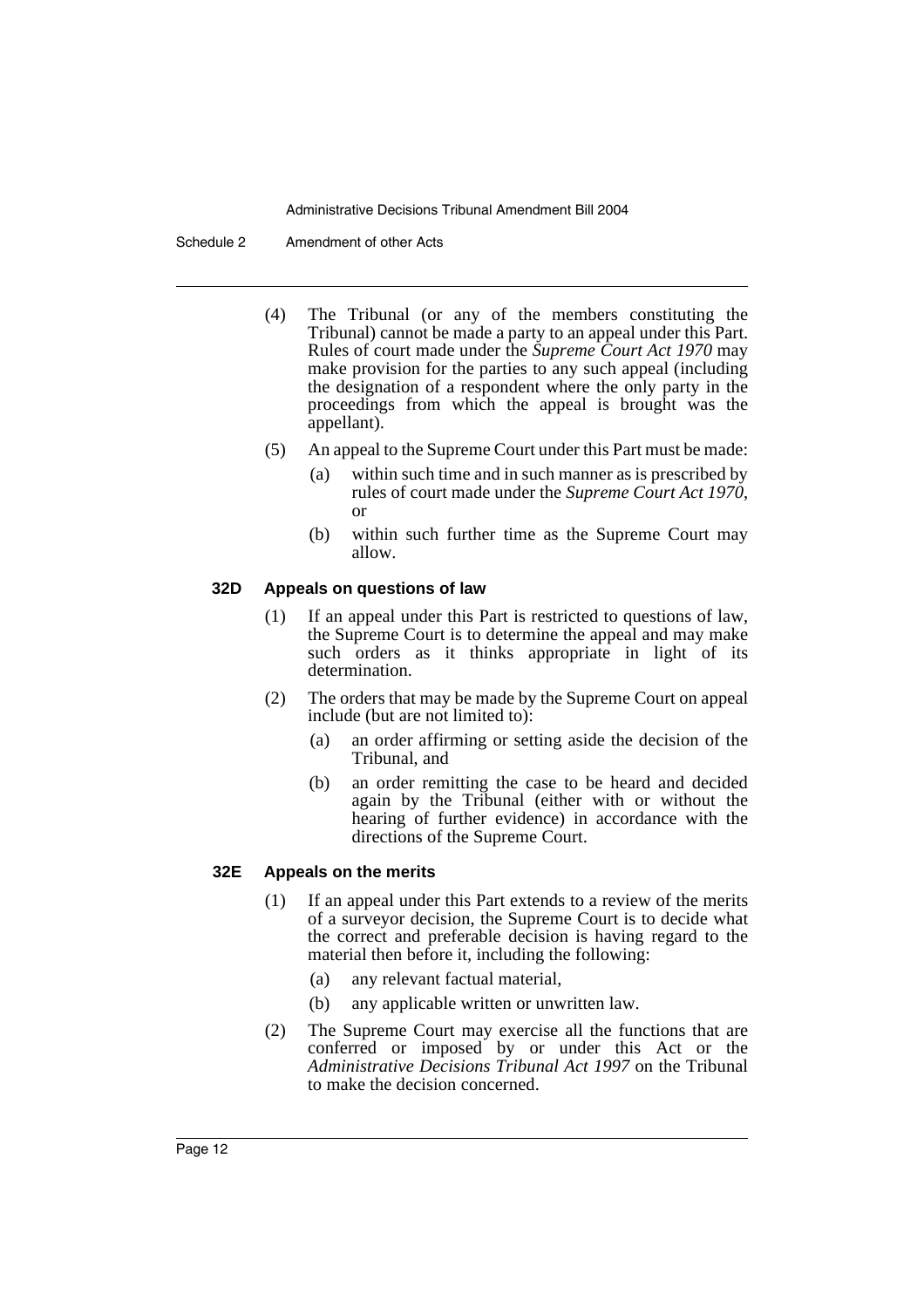(4) The Tribunal (or any of the members constituting the Tribunal) cannot be made a party to an appeal under this Part. Rules of court made under the *Supreme Court Act 1970* may make provision for the parties to any such appeal (including the designation of a respondent where the only party in the proceedings from which the appeal is brought was the appellant).

(5) An appeal to the Supreme Court under this Part must be made:

- (a) within such time and in such manner as is prescribed by rules of court made under the *Supreme Court Act 1970*, or
- (b) within such further time as the Supreme Court may allow.

### 32D Appeals on questions of law

(1) If an appeal under this Part is restricted to questions of law, the Supreme Court is to determine the appeal and may make such orders as it thinks appropriate in light of its determination.

(2) The orders that may be made by the Supreme Court on appeal include (but are not limited to):

- (a) an order affirming or setting aside the decision of the Tribunal, and
- (b) an order remitting the case to be heard and decided again by the Tribunal (either with or without the hearing of further evidence) in accordance with the directions of the Supreme Court.

### 32E Appeals on the merits

(1) If an appeal under this Part extends to a review of the merits of a surveyor decision, the Supreme Court is to decide what the correct and preferable decision is having regard to the material then before it, including the following:

- (a) any relevant factual material,
- (b) any applicable written or unwritten law.

(2) The Supreme Court may exercise all the functions that are conferred or imposed by or under this Act or the *Administrative Decisions Tribunal Act 1997* on the Tribunal to make the decision concerned.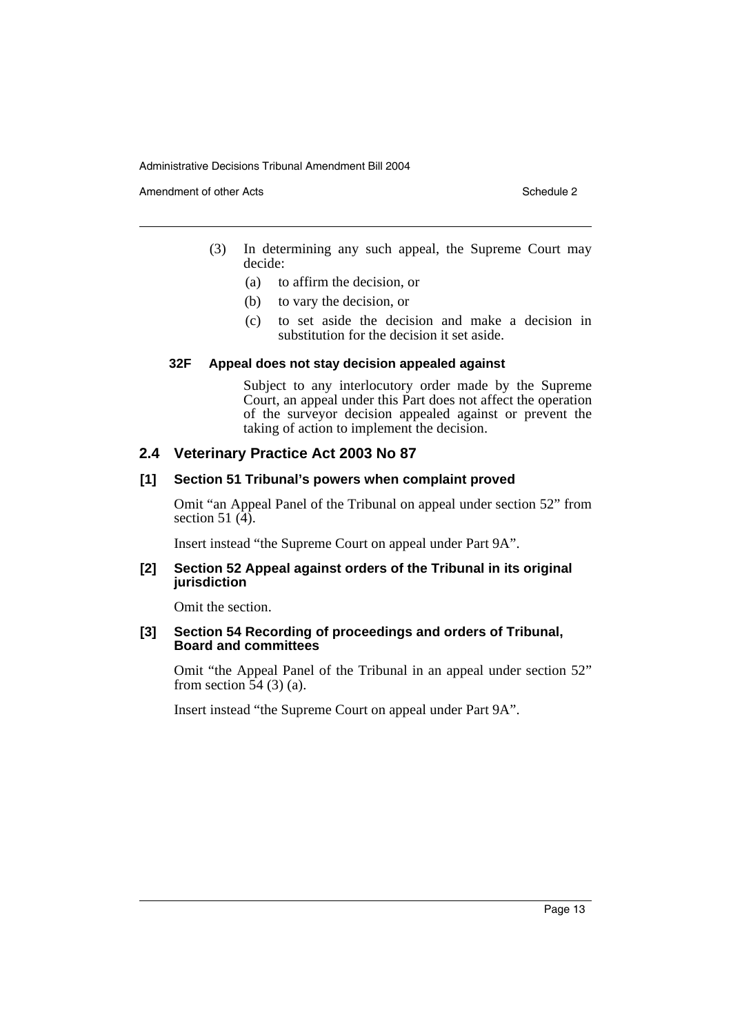(3) In determining any such appeal, the Supreme Court may decide:

(a) to affirm the decision, or

(b) to vary the decision, or

(c) to set aside the decision and make a decision in substitution for the decision it set aside.

**32F Appeal does not stay decision appealed against**

Subject to any interlocutory order made by the Supreme Court, an appeal under this Part does not affect the operation of the surveyor decision appealed against or prevent the taking of action to implement the decision.

## 2.4 Veterinary Practice Act 2003 No 87

### [1] Section 51 Tribunal's powers when complaint proved

Omit "an Appeal Panel of the Tribunal on appeal under section 52" from section 51 (4).

Insert instead "the Supreme Court on appeal under Part 9A".

### [2] Section 52 Appeal against orders of the Tribunal in its original jurisdiction

Omit the section.

### [3] Section 54 Recording of proceedings and orders of Tribunal, Board and committees

Omit "the Appeal Panel of the Tribunal in an appeal under section 52" from section 54 (3) (a).

Insert instead "the Supreme Court on appeal under Part 9A".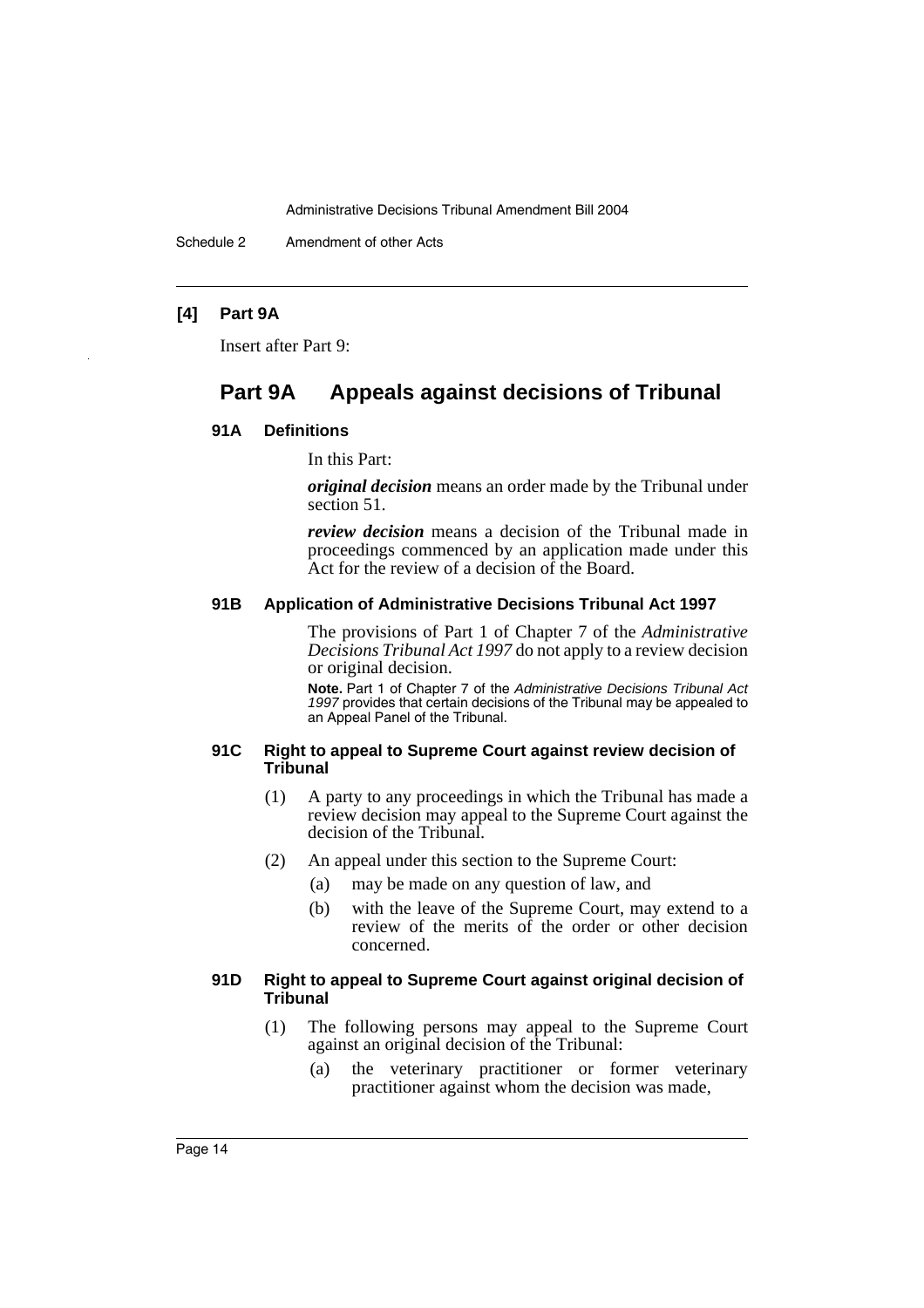**[4] Part 9A**

Insert after Part 9:

## Part 9A Appeals against decisions of Tribunal

#### 91A Definitions

In this Part:

***original decision*** means an order made by the Tribunal under section 51.

***review decision*** means a decision of the Tribunal made in proceedings commenced by an application made under this Act for the review of a decision of the Board.

#### 91B Application of Administrative Decisions Tribunal Act 1997

The provisions of Part 1 of Chapter 7 of the *Administrative Decisions Tribunal Act 1997* do not apply to a review decision or original decision.

**Note.** Part 1 of Chapter 7 of the *Administrative Decisions Tribunal Act 1997* provides that certain decisions of the Tribunal may be appealed to an Appeal Panel of the Tribunal.

#### 91C Right to appeal to Supreme Court against review decision of Tribunal

(1) A party to any proceedings in which the Tribunal has made a review decision may appeal to the Supreme Court against the decision of the Tribunal.

(2) An appeal under this section to the Supreme Court:

- (a) may be made on any question of law, and
- (b) with the leave of the Supreme Court, may extend to a review of the merits of the order or other decision concerned.

#### 91D Right to appeal to Supreme Court against original decision of Tribunal

(1) The following persons may appeal to the Supreme Court against an original decision of the Tribunal:

- (a) the veterinary practitioner or former veterinary practitioner against whom the decision was made,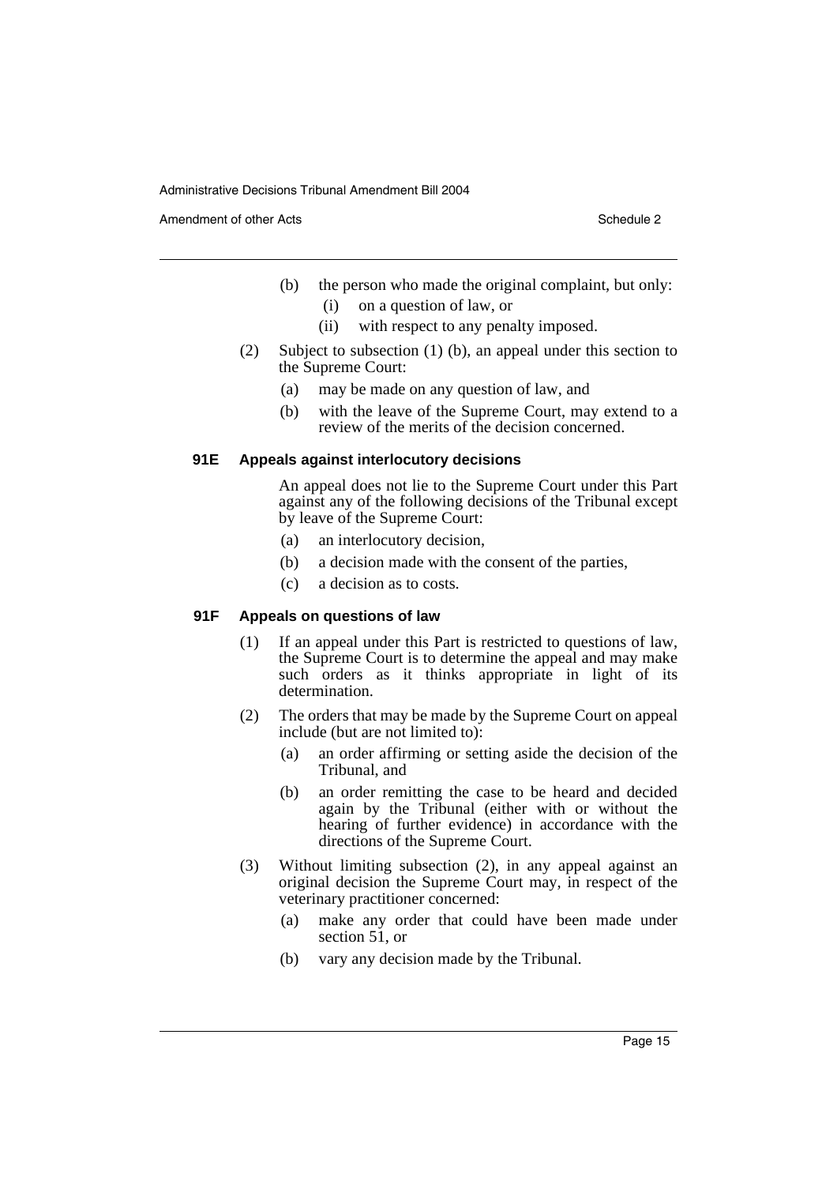(b) the person who made the original complaint, but only:
   (i) on a question of law, or
   (ii) with respect to any penalty imposed.

(2) Subject to subsection (1) (b), an appeal under this section to the Supreme Court:
   (a) may be made on any question of law, and
   (b) with the leave of the Supreme Court, may extend to a review of the merits of the decision concerned.

### 91E Appeals against interlocutory decisions

An appeal does not lie to the Supreme Court under this Part against any of the following decisions of the Tribunal except by leave of the Supreme Court:

(a) an interlocutory decision,

(b) a decision made with the consent of the parties,

(c) a decision as to costs.

### 91F Appeals on questions of law

(1) If an appeal under this Part is restricted to questions of law, the Supreme Court is to determine the appeal and may make such orders as it thinks appropriate in light of its determination.

(2) The orders that may be made by the Supreme Court on appeal include (but are not limited to):
   (a) an order affirming or setting aside the decision of the Tribunal, and
   (b) an order remitting the case to be heard and decided again by the Tribunal (either with or without the hearing of further evidence) in accordance with the directions of the Supreme Court.

(3) Without limiting subsection (2), in any appeal against an original decision the Supreme Court may, in respect of the veterinary practitioner concerned:
   (a) make any order that could have been made under section 51, or
   (b) vary any decision made by the Tribunal.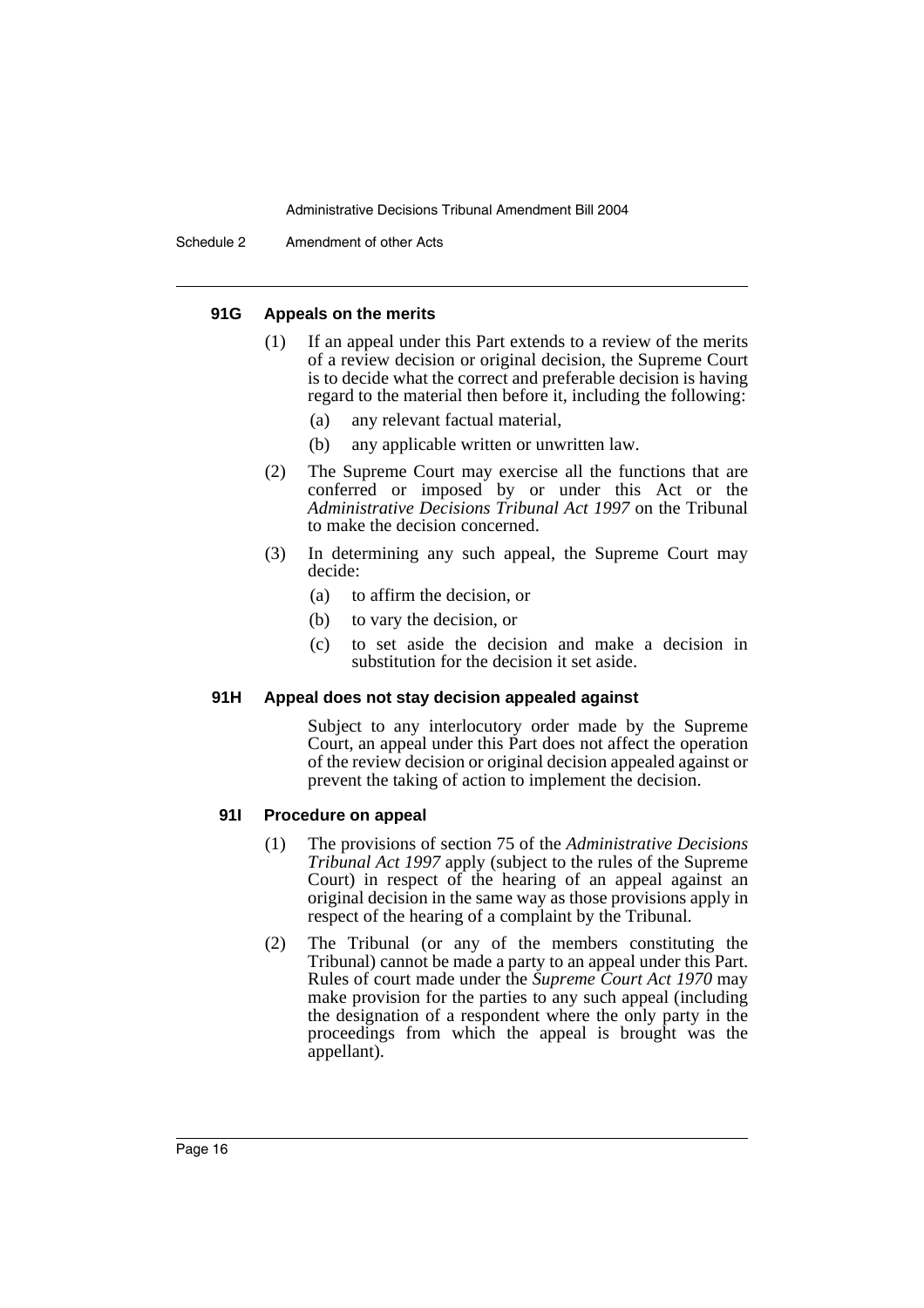#### 91G Appeals on the merits

(1) If an appeal under this Part extends to a review of the merits of a review decision or original decision, the Supreme Court is to decide what the correct and preferable decision is having regard to the material then before it, including the following:

- (a) any relevant factual material,
- (b) any applicable written or unwritten law.

(2) The Supreme Court may exercise all the functions that are conferred or imposed by or under this Act or the *Administrative Decisions Tribunal Act 1997* on the Tribunal to make the decision concerned.

(3) In determining any such appeal, the Supreme Court may decide:

- (a) to affirm the decision, or
- (b) to vary the decision, or
- (c) to set aside the decision and make a decision in substitution for the decision it set aside.

#### 91H Appeal does not stay decision appealed against

Subject to any interlocutory order made by the Supreme Court, an appeal under this Part does not affect the operation of the review decision or original decision appealed against or prevent the taking of action to implement the decision.

#### 91I Procedure on appeal

(1) The provisions of section 75 of the *Administrative Decisions Tribunal Act 1997* apply (subject to the rules of the Supreme Court) in respect of the hearing of an appeal against an original decision in the same way as those provisions apply in respect of the hearing of a complaint by the Tribunal.

(2) The Tribunal (or any of the members constituting the Tribunal) cannot be made a party to an appeal under this Part. Rules of court made under the *Supreme Court Act 1970* may make provision for the parties to any such appeal (including the designation of a respondent where the only party in the proceedings from which the appeal is brought was the appellant).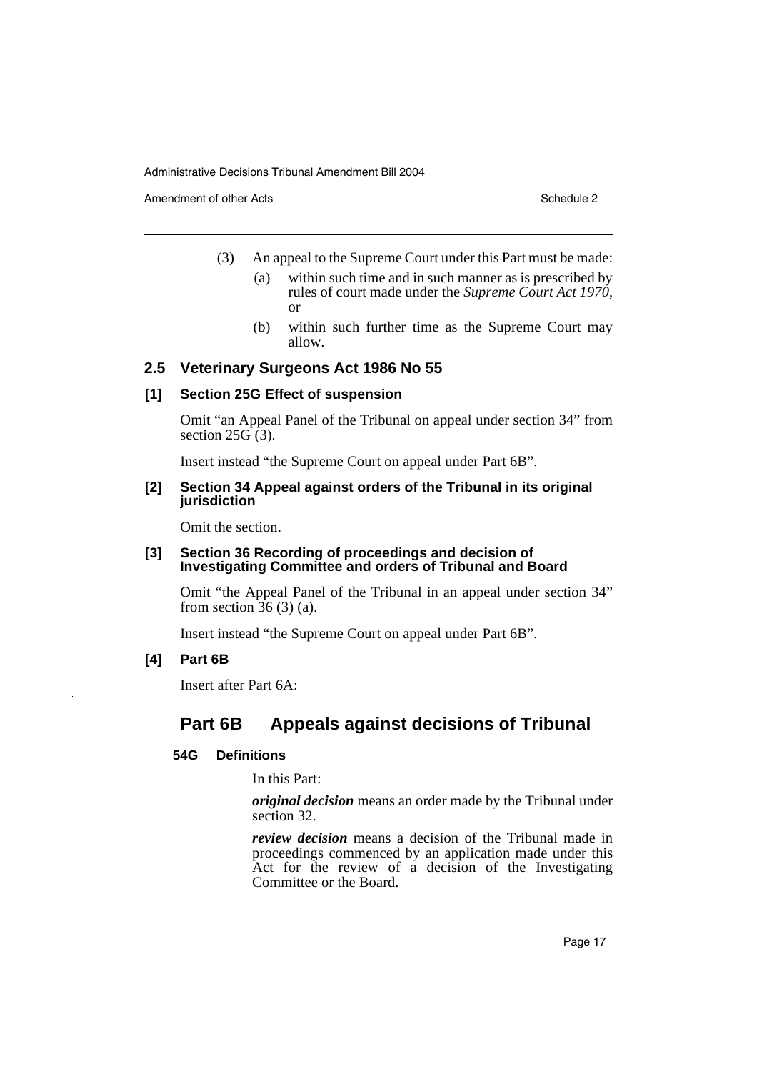(3) An appeal to the Supreme Court under this Part must be made:

(a) within such time and in such manner as is prescribed by rules of court made under the *Supreme Court Act 1970*, or

(b) within such further time as the Supreme Court may allow.

## 2.5 Veterinary Surgeons Act 1986 No 55

### [1] Section 25G Effect of suspension

Omit "an Appeal Panel of the Tribunal on appeal under section 34" from section 25G (3).

Insert instead "the Supreme Court on appeal under Part 6B".

### [2] Section 34 Appeal against orders of the Tribunal in its original jurisdiction

Omit the section.

### [3] Section 36 Recording of proceedings and decision of Investigating Committee and orders of Tribunal and Board

Omit "the Appeal Panel of the Tribunal in an appeal under section 34" from section 36 (3) (a).

Insert instead "the Supreme Court on appeal under Part 6B".

### [4] Part 6B

Insert after Part 6A:

## Part 6B Appeals against decisions of Tribunal

#### 54G Definitions

In this Part:

***original decision*** means an order made by the Tribunal under section 32.

***review decision*** means a decision of the Tribunal made in proceedings commenced by an application made under this Act for the review of a decision of the Investigating Committee or the Board.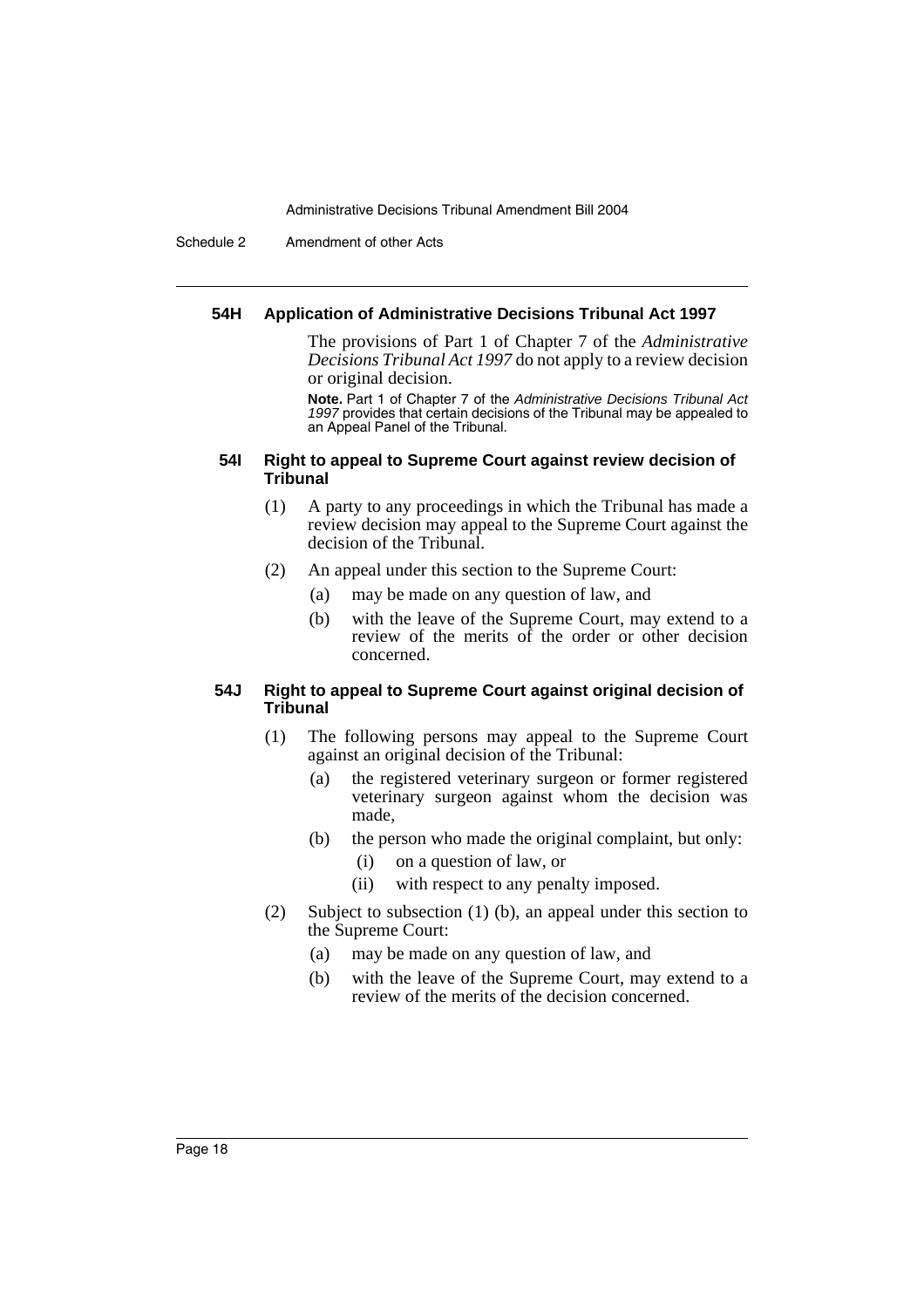#### 54H Application of Administrative Decisions Tribunal Act 1997

The provisions of Part 1 of Chapter 7 of the *Administrative Decisions Tribunal Act 1997* do not apply to a review decision or original decision.

**Note.** Part 1 of Chapter 7 of the *Administrative Decisions Tribunal Act 1997* provides that certain decisions of the Tribunal may be appealed to an Appeal Panel of the Tribunal.

#### 54I Right to appeal to Supreme Court against review decision of Tribunal

(1) A party to any proceedings in which the Tribunal has made a review decision may appeal to the Supreme Court against the decision of the Tribunal.

(2) An appeal under this section to the Supreme Court:

- (a) may be made on any question of law, and
- (b) with the leave of the Supreme Court, may extend to a review of the merits of the order or other decision concerned.

#### 54J Right to appeal to Supreme Court against original decision of Tribunal

(1) The following persons may appeal to the Supreme Court against an original decision of the Tribunal:

- (a) the registered veterinary surgeon or former registered veterinary surgeon against whom the decision was made,
- (b) the person who made the original complaint, but only:
  - (i) on a question of law, or
  - (ii) with respect to any penalty imposed.

(2) Subject to subsection (1) (b), an appeal under this section to the Supreme Court:

- (a) may be made on any question of law, and
- (b) with the leave of the Supreme Court, may extend to a review of the merits of the decision concerned.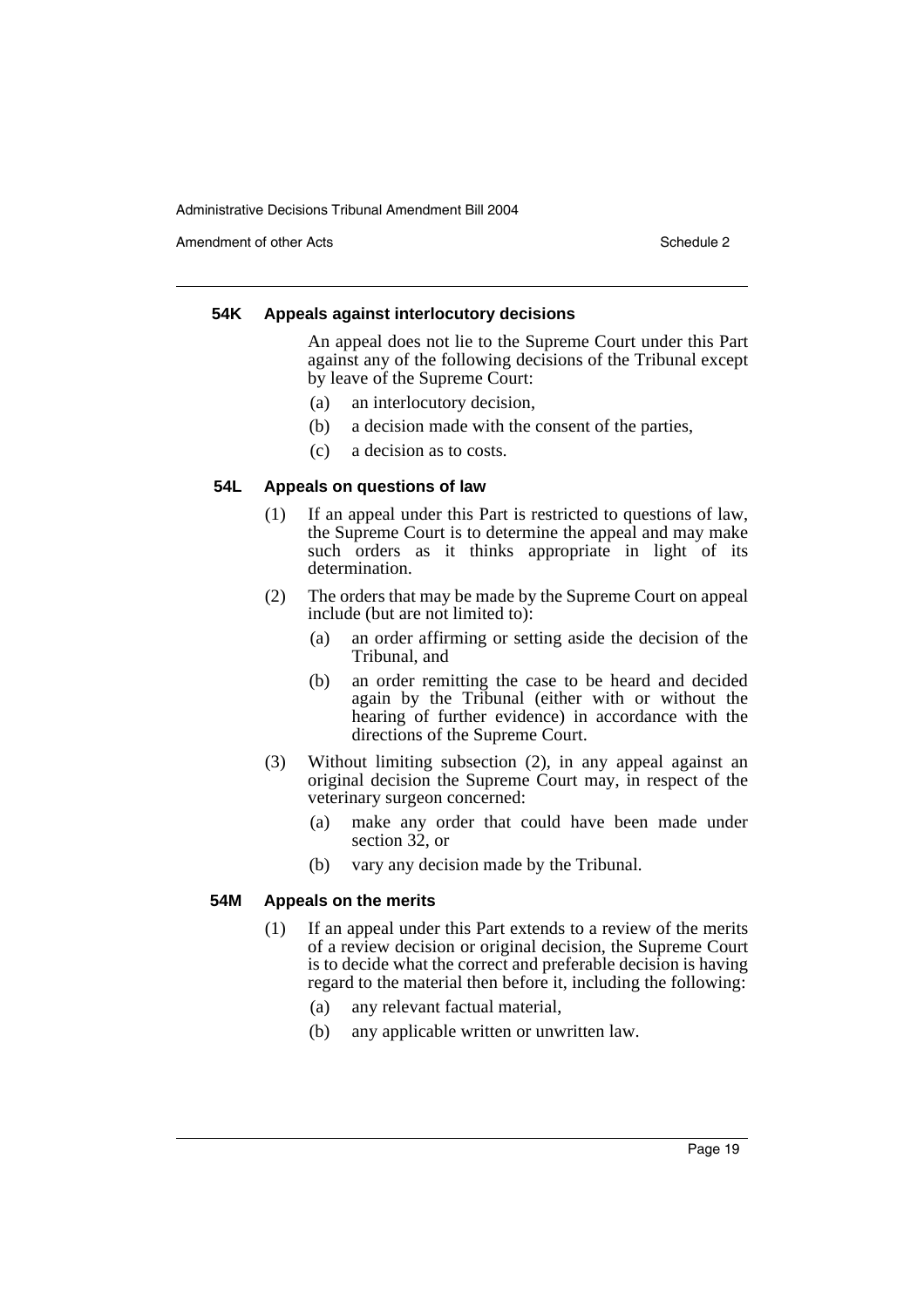#### 54K Appeals against interlocutory decisions

An appeal does not lie to the Supreme Court under this Part against any of the following decisions of the Tribunal except by leave of the Supreme Court:

(a) an interlocutory decision,

(b) a decision made with the consent of the parties,

(c) a decision as to costs.

#### 54L Appeals on questions of law

(1) If an appeal under this Part is restricted to questions of law, the Supreme Court is to determine the appeal and may make such orders as it thinks appropriate in light of its determination.

(2) The orders that may be made by the Supreme Court on appeal include (but are not limited to):

(a) an order affirming or setting aside the decision of the Tribunal, and

(b) an order remitting the case to be heard and decided again by the Tribunal (either with or without the hearing of further evidence) in accordance with the directions of the Supreme Court.

(3) Without limiting subsection (2), in any appeal against an original decision the Supreme Court may, in respect of the veterinary surgeon concerned:

(a) make any order that could have been made under section 32, or

(b) vary any decision made by the Tribunal.

#### 54M Appeals on the merits

(1) If an appeal under this Part extends to a review of the merits of a review decision or original decision, the Supreme Court is to decide what the correct and preferable decision is having regard to the material then before it, including the following:

(a) any relevant factual material,

(b) any applicable written or unwritten law.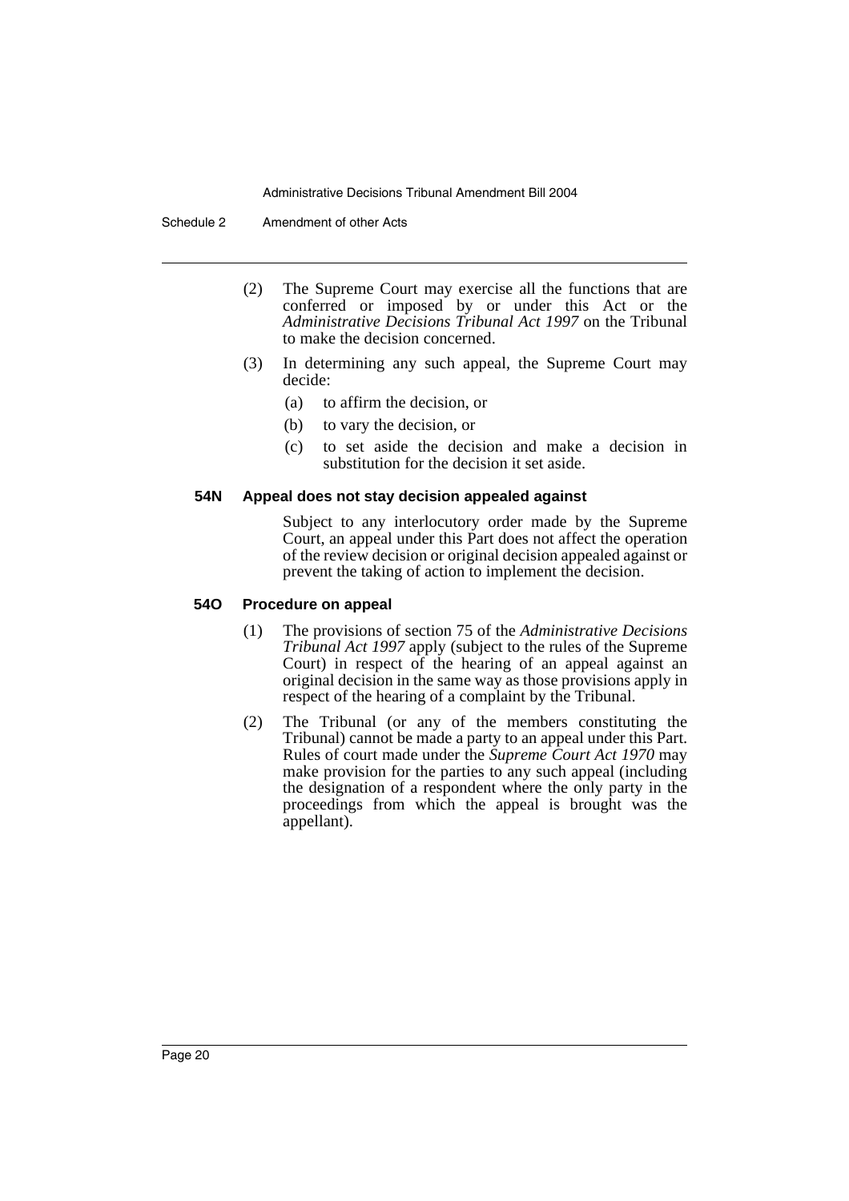(2) The Supreme Court may exercise all the functions that are conferred or imposed by or under this Act or the *Administrative Decisions Tribunal Act 1997* on the Tribunal to make the decision concerned.

(3) In determining any such appeal, the Supreme Court may decide:

(a) to affirm the decision, or

(b) to vary the decision, or

(c) to set aside the decision and make a decision in substitution for the decision it set aside.

#### 54N Appeal does not stay decision appealed against

Subject to any interlocutory order made by the Supreme Court, an appeal under this Part does not affect the operation of the review decision or original decision appealed against or prevent the taking of action to implement the decision.

#### 54O Procedure on appeal

(1) The provisions of section 75 of the *Administrative Decisions Tribunal Act 1997* apply (subject to the rules of the Supreme Court) in respect of the hearing of an appeal against an original decision in the same way as those provisions apply in respect of the hearing of a complaint by the Tribunal.

(2) The Tribunal (or any of the members constituting the Tribunal) cannot be made a party to an appeal under this Part. Rules of court made under the *Supreme Court Act 1970* may make provision for the parties to any such appeal (including the designation of a respondent where the only party in the proceedings from which the appeal is brought was the appellant).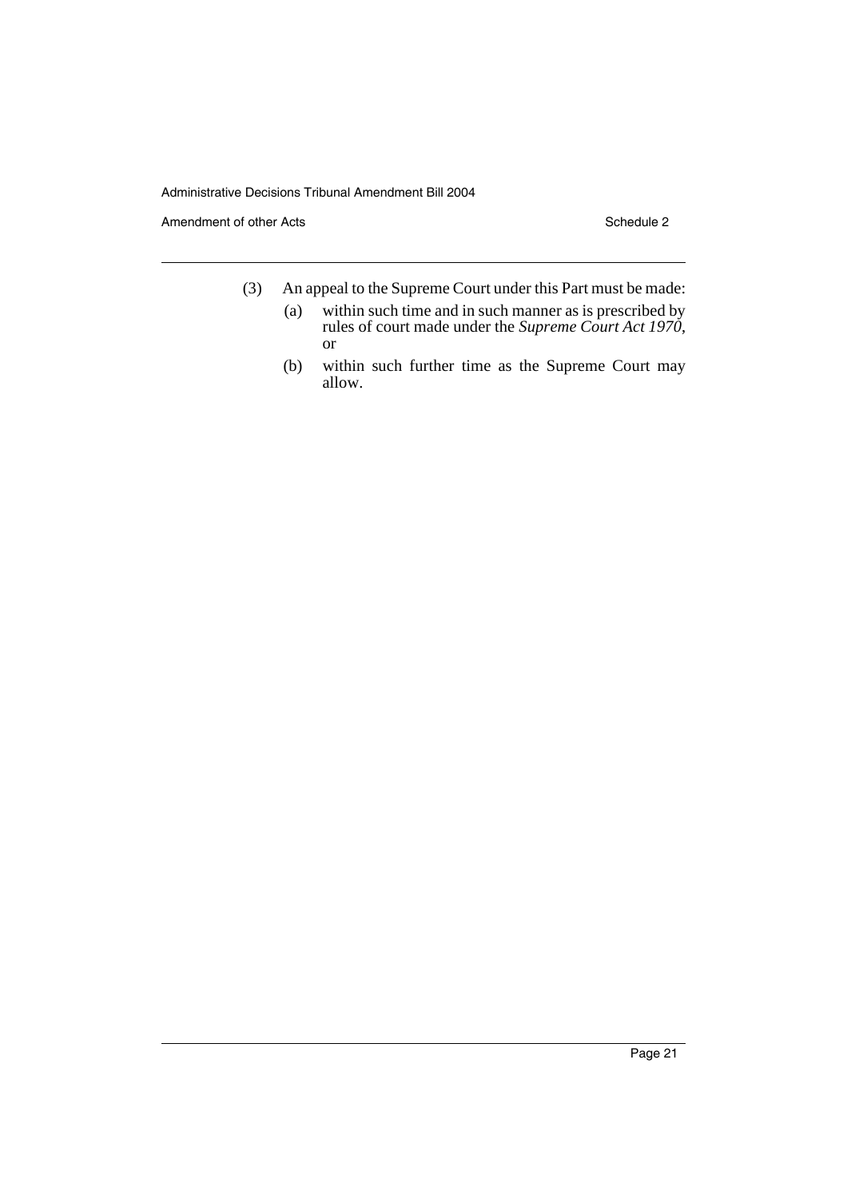(3) An appeal to the Supreme Court under this Part must be made:

(a) within such time and in such manner as is prescribed by rules of court made under the *Supreme Court Act 1970*, or

(b) within such further time as the Supreme Court may allow.